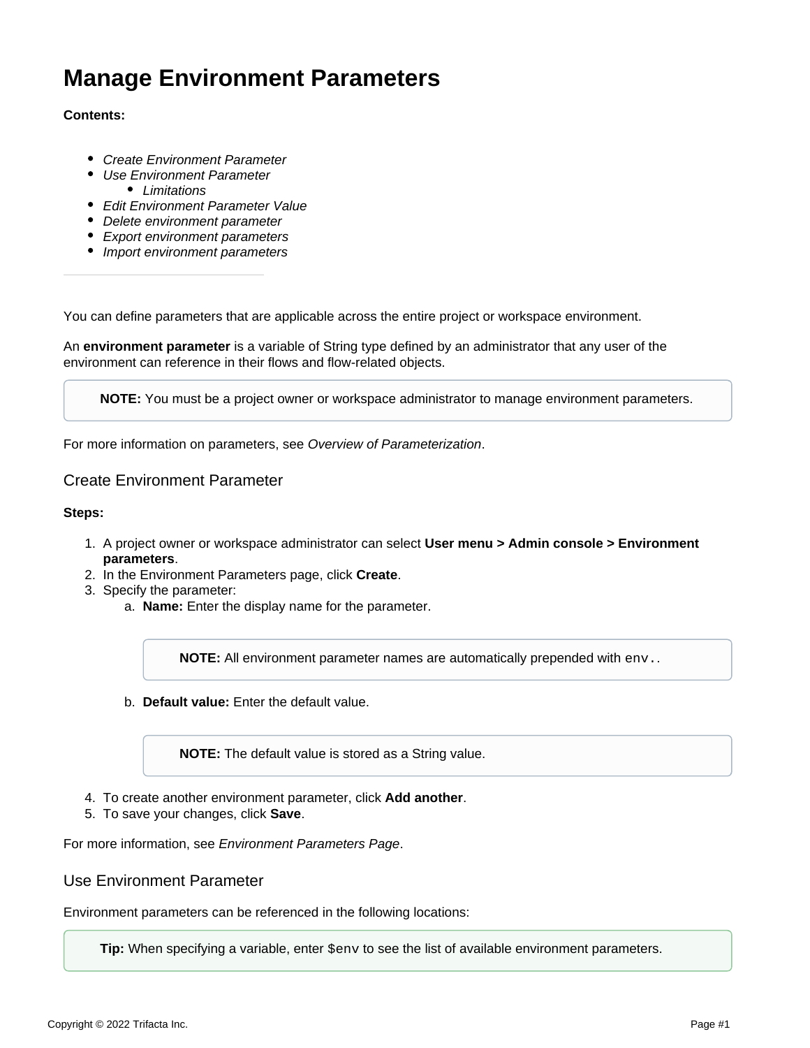# Manage Environment Parameters

**Contents:**

- *Create Environment Parameter*
- *Use Environment Parameter*
  - *Limitations*
- *Edit Environment Parameter Value*
- *Delete environment parameter*
- *Export environment parameters*
- *Import environment parameters*

---

You can define parameters that are applicable across the entire project or workspace environment.

An **environment parameter** is a variable of String type defined by an administrator that any user of the environment can reference in their flows and flow-related objects.

> **NOTE:** You must be a project owner or workspace administrator to manage environment parameters.

For more information on parameters, see *Overview of Parameterization*.

## Create Environment Parameter

**Steps:**

1. A project owner or workspace administrator can select **User menu > Admin console > Environment parameters**.
2. In the Environment Parameters page, click **Create**.
3. Specify the parameter:
   a. **Name:** Enter the display name for the parameter.

      > **NOTE:** All environment parameter names are automatically prepended with `env.`.

   b. **Default value:** Enter the default value.

      > **NOTE:** The default value is stored as a String value.

4. To create another environment parameter, click **Add another**.
5. To save your changes, click **Save**.

For more information, see *Environment Parameters Page*.

## Use Environment Parameter

Environment parameters can be referenced in the following locations:

> **Tip:** When specifying a variable, enter `$env` to see the list of available environment parameters.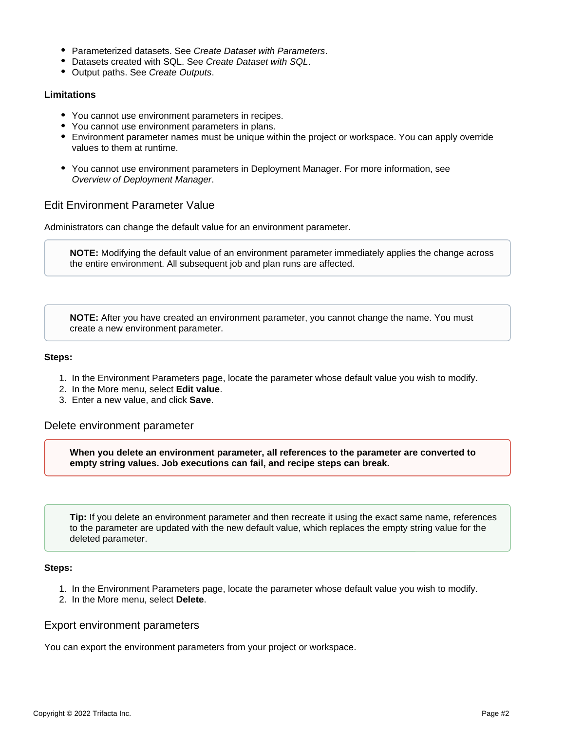- Parameterized datasets. See *Create Dataset with Parameters*.
- Datasets created with SQL. See *Create Dataset with SQL*.
- Output paths. See *Create Outputs*.

#### Limitations

- You cannot use environment parameters in recipes.
- You cannot use environment parameters in plans.
- Environment parameter names must be unique within the project or workspace. You can apply override values to them at runtime.

- You cannot use environment parameters in Deployment Manager. For more information, see *Overview of Deployment Manager*.

### Edit Environment Parameter Value

Administrators can change the default value for an environment parameter.

> **NOTE:** Modifying the default value of an environment parameter immediately applies the change across the entire environment. All subsequent job and plan runs are affected.

> **NOTE:** After you have created an environment parameter, you cannot change the name. You must create a new environment parameter.

**Steps:**

1. In the Environment Parameters page, locate the parameter whose default value you wish to modify.
2. In the More menu, select **Edit value**.
3. Enter a new value, and click **Save**.

### Delete environment parameter

> **When you delete an environment parameter, all references to the parameter are converted to empty string values. Job executions can fail, and recipe steps can break.**

> **Tip:** If you delete an environment parameter and then recreate it using the exact same name, references to the parameter are updated with the new default value, which replaces the empty string value for the deleted parameter.

**Steps:**

1. In the Environment Parameters page, locate the parameter whose default value you wish to modify.
2. In the More menu, select **Delete**.

### Export environment parameters

You can export the environment parameters from your project or workspace.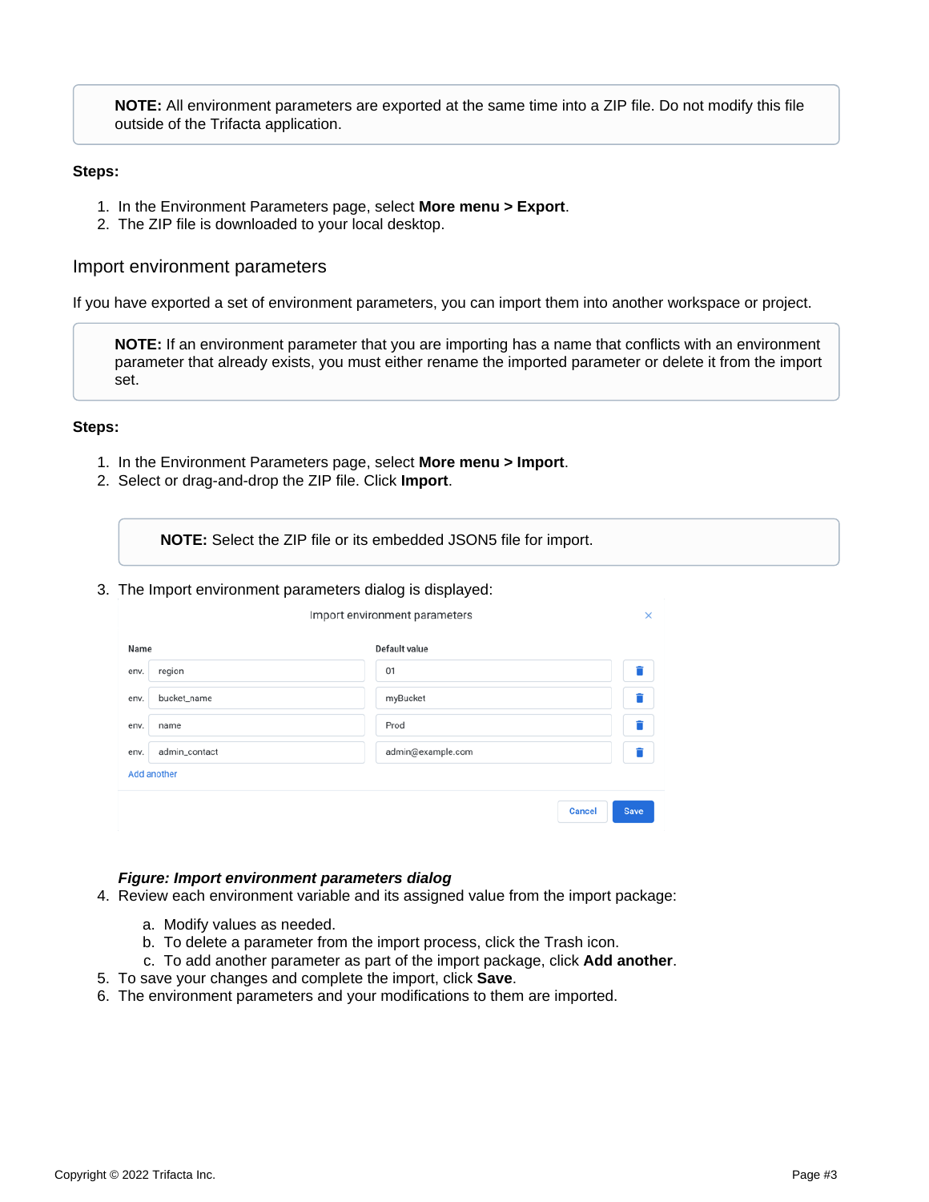> **NOTE:** All environment parameters are exported at the same time into a ZIP file. Do not modify this file outside of the Trifacta application.

**Steps:**

1. In the Environment Parameters page, select **More menu > Export**.
2. The ZIP file is downloaded to your local desktop.

## Import environment parameters

If you have exported a set of environment parameters, you can import them into another workspace or project.

> **NOTE:** If an environment parameter that you are importing has a name that conflicts with an environment parameter that already exists, you must either rename the imported parameter or delete it from the import set.

**Steps:**

1. In the Environment Parameters page, select **More menu > Import**.
2. Select or drag-and-drop the ZIP file. Click **Import**.

   > **NOTE:** Select the ZIP file or its embedded JSON5 file for import.

3. The Import environment parameters dialog is displayed:

   *Figure: Import environment parameters dialog*

4. Review each environment variable and its assigned value from the import package:
   a. Modify values as needed.
   b. To delete a parameter from the import process, click the Trash icon.
   c. To add another parameter as part of the import package, click **Add another**.
5. To save your changes and complete the import, click **Save**.
6. The environment parameters and your modifications to them are imported.